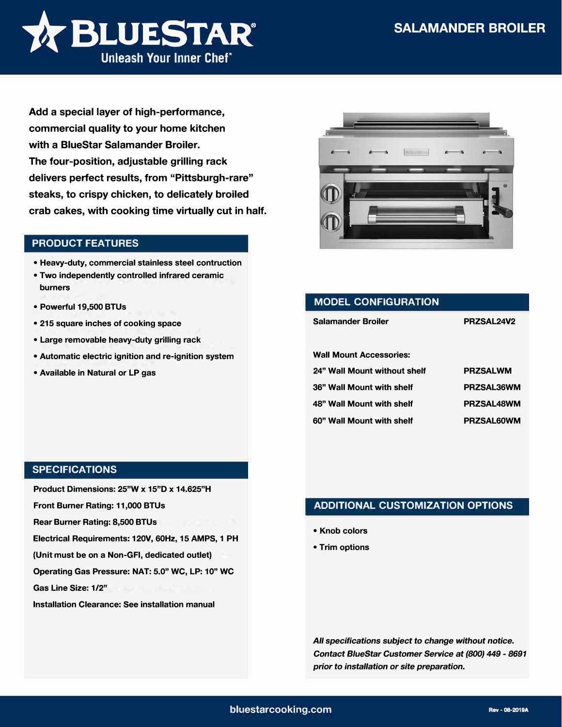# BLUESTAR

Unleash Your Inner Chef®

## SALAMANDER BROILER

**Add a special layer of high-performance, commercial quality to your home kitchen with a BlueStar Salamander Broiler. The four-position, adjustable grilling rack delivers perfect results, from "Pittsburgh-rare" steaks, to crispy chicken, to delicately broiled crab cakes, with cooking time virtually cut in half.**

## PRODUCT FEATURES

- Heavy-duty, commercial stainless steel contruction
- Two independently controlled infrared ceramic burners
- Powerful 19,500 BTUs
- 215 square inches of cooking space
- Large removable heavy-duty grilling rack
- Automatic electric ignition and re-ignition system
- Available in Natural or LP gas

## SPECIFICATIONS

Product Dimensions: 25"W x 15"D x 14.625"H

Front Burner Rating: 11,000 BTUs

Rear Burner Rating: 8,500 BTUs

Electrical Requirements: 120V, 60Hz, 15 AMPS, 1 PH

(Unit must be on a Non-GFI, dedicated outlet)

Operating Gas Pressure: NAT: 5.0" WC, LP: 10" WC

Gas Line Size: 1/2"

Installation Clearance: See installation manual

## MODEL CONFIGURATION

| | |
|---|---|
| Salamander Broiler | PRZSAL24V2 |
| **Wall Mount Accessories:** | |
| 24" Wall Mount without shelf | PRZSALWM |
| 36" Wall Mount with shelf | PRZSAL36WM |
| 48" Wall Mount with shelf | PRZSAL48WM |
| 60" Wall Mount with shelf | PRZSAL60WM |

## ADDITIONAL CUSTOMIZATION OPTIONS

- Knob colors
- Trim options

*All specifications subject to change without notice. Contact BlueStar Customer Service at (800) 449 - 8691 prior to installation or site preparation.*

bluestarcooking.com

Rev - 08-2019A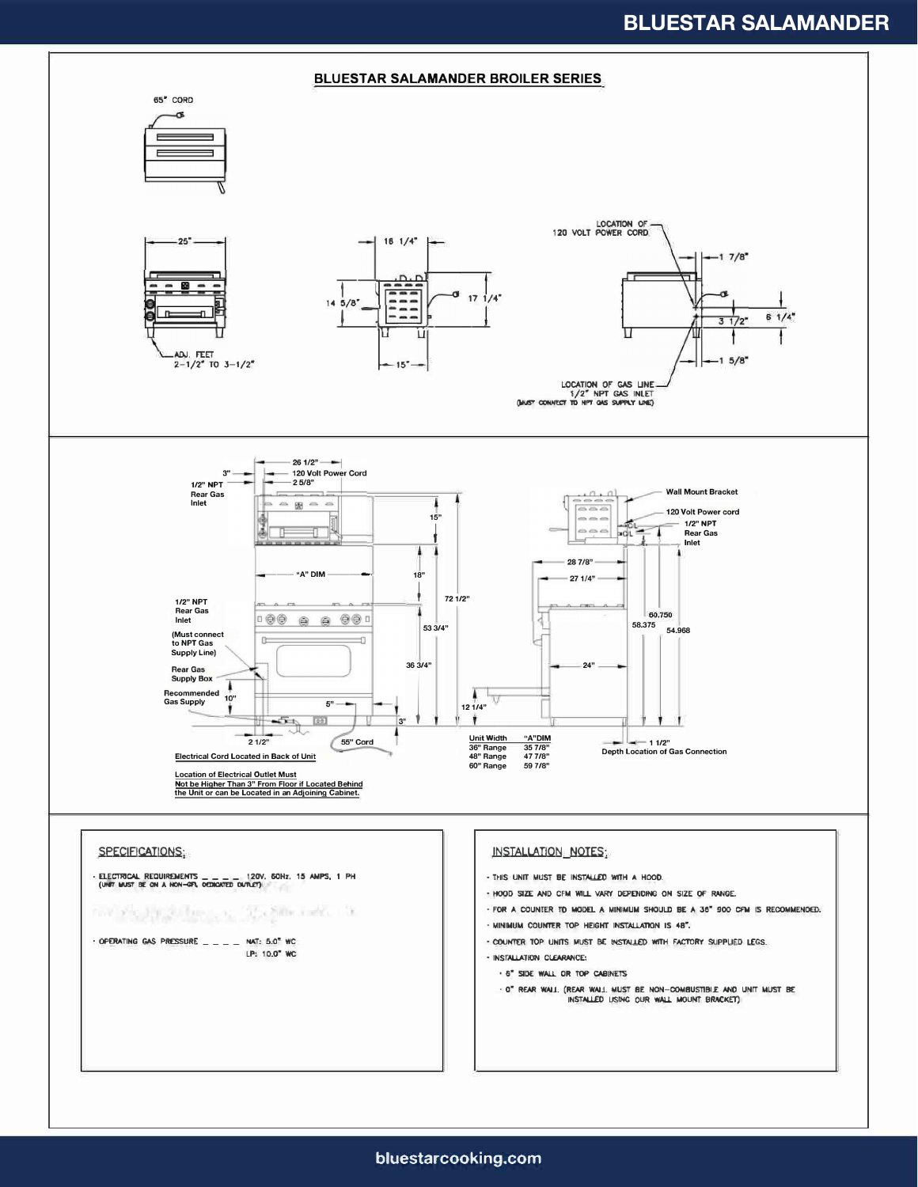# BLUESTAR SALAMANDER

## BLUESTAR SALAMANDER BROILER SERIES

65" CORD

25"

ADJ. FEET
2-1/2" TO 3-1/2"

16 1/4"

14 5/8"

17 1/4"

15"

LOCATION OF
120 VOLT POWER CORD

1 7/8"

3 1/2"

6 1/4"

1 5/8"

LOCATION OF GAS LINE
1/2" NPT GAS INLET
(MUST CONNECT TO NPT GAS SUPPLY LINE)

3"

26 1/2"

120 Volt Power Cord

2 5/8"

1/2" NPT
Rear Gas
Inlet

15"

"A" DIM

18"

72 1/2"

53 3/4"

36 3/4"

1/2" NPT
Rear Gas
Inlet

(Must connect
to NPT Gas
Supply Line)

Rear Gas
Supply Box

Recommended
Gas Supply

10"

5"

3"

2 1/2"

55" Cord

Electrical Cord Located in Back of Unit

Location of Electrical Outlet Must Not be Higher Than 3" From Floor if Located Behind the Unit or can be Located in an Adjoining Cabinet.

Wall Mount Bracket

120 Volt Power cord

1/2" NPT
Rear Gas
Inlet

28 7/8"

27 1/4"

60.750

58.375

54.968

24"

12 1/4"

| Unit Width | "A" DIM |
|---|---|
| 36" Range | 35 7/8" |
| 48" Range | 47 7/8" |
| 60" Range | 59 7/8" |

1 1/2"
Depth Location of Gas Connection

### SPECIFICATIONS:

- ELECTRICAL REQUIREMENTS _ _ _ _ 120V, 60Hz, 15 AMPS, 1 PH
  (UNIT MUST BE ON A NON-GFI, DEDICATED OUTLET)
- OPERATING GAS PRESSURE _ _ _ _ NAT: 5.0" WC
  LP: 10.0" WC

### INSTALLATION NOTES:

- THIS UNIT MUST BE INSTALLED WITH A HOOD.
- HOOD SIZE AND CFM WILL VARY DEPENDING ON SIZE OF RANGE.
- FOR A COUNTER TO MODEL A MINIMUM SHOULD BE A 36" 900 CFM IS RECOMMENDED.
- MINIMUM COUNTER TOP HEIGHT INSTALLATION IS 48".
- COUNTER TOP UNITS MUST BE INSTALLED WITH FACTORY SUPPLIED LEGS.
- INSTALLATION CLEARANCE:
  - 6" SIDE WALL OR TOP CABINETS
  - 0" REAR WALL (REAR WALL MUST BE NON-COMBUSTIBLE AND UNIT MUST BE INSTALLED USING OUR WALL MOUNT BRACKET)

bluestarcooking.com